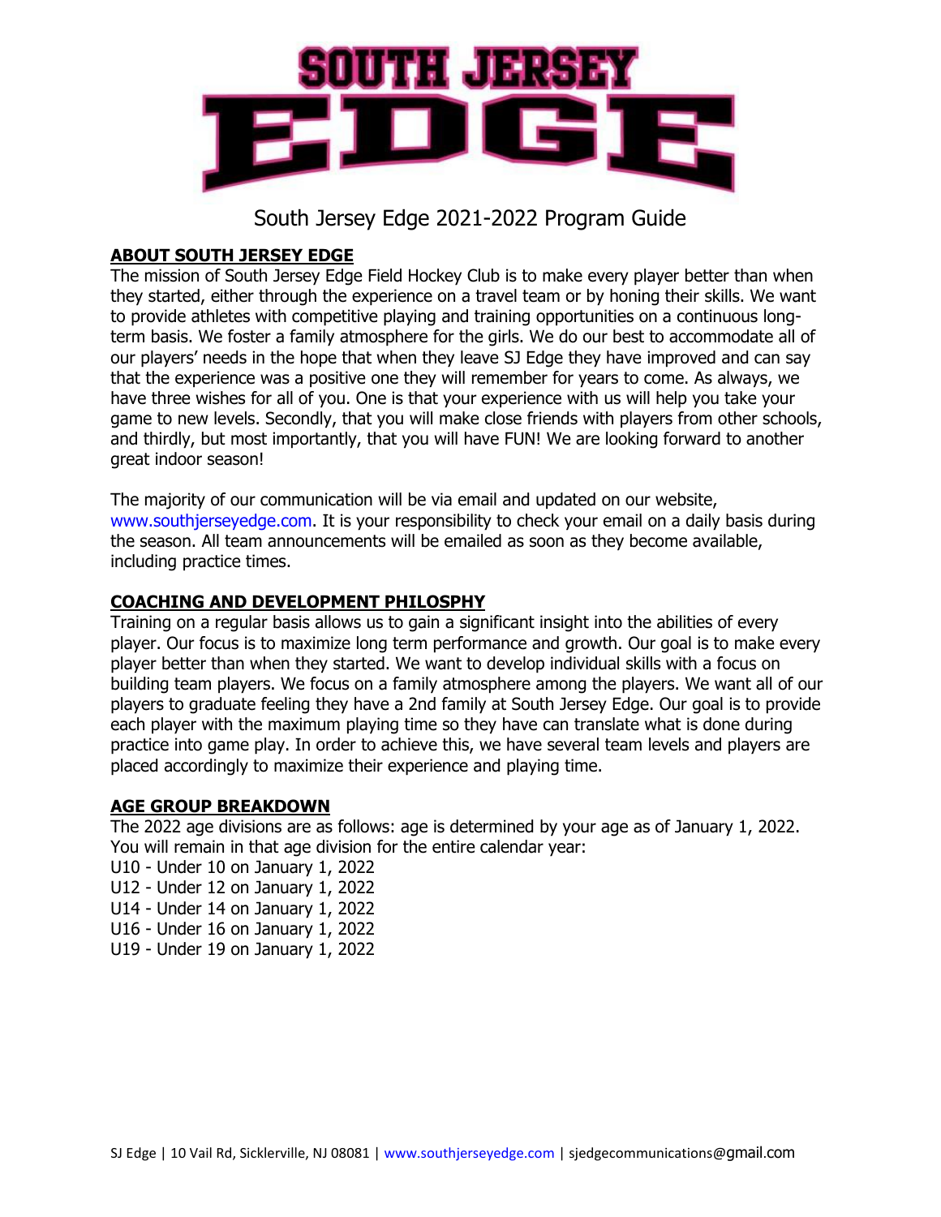# South Jersey Edge 2021-2022 Program Guide

## ABOUT SOUTH JERSEY EDGE

The mission of South Jersey Edge Field Hockey Club is to make every player better than when they started, either through the experience on a travel team or by honing their skills. We want to provide athletes with competitive playing and training opportunities on a continuous long-term basis. We foster a family atmosphere for the girls. We do our best to accommodate all of our players' needs in the hope that when they leave SJ Edge they have improved and can say that the experience was a positive one they will remember for years to come. As always, we have three wishes for all of you. One is that your experience with us will help you take your game to new levels. Secondly, that you will make close friends with players from other schools, and thirdly, but most importantly, that you will have FUN! We are looking forward to another great indoor season!

The majority of our communication will be via email and updated on our website, www.southjerseyedge.com. It is your responsibility to check your email on a daily basis during the season. All team announcements will be emailed as soon as they become available, including practice times.

## COACHING AND DEVELOPMENT PHILOSPHY

Training on a regular basis allows us to gain a significant insight into the abilities of every player. Our focus is to maximize long term performance and growth. Our goal is to make every player better than when they started. We want to develop individual skills with a focus on building team players. We focus on a family atmosphere among the players. We want all of our players to graduate feeling they have a 2nd family at South Jersey Edge. Our goal is to provide each player with the maximum playing time so they have can translate what is done during practice into game play. In order to achieve this, we have several team levels and players are placed accordingly to maximize their experience and playing time.

## AGE GROUP BREAKDOWN

The 2022 age divisions are as follows: age is determined by your age as of January 1, 2022. You will remain in that age division for the entire calendar year:

U10 - Under 10 on January 1, 2022
U12 - Under 12 on January 1, 2022
U14 - Under 14 on January 1, 2022
U16 - Under 16 on January 1, 2022
U19 - Under 19 on January 1, 2022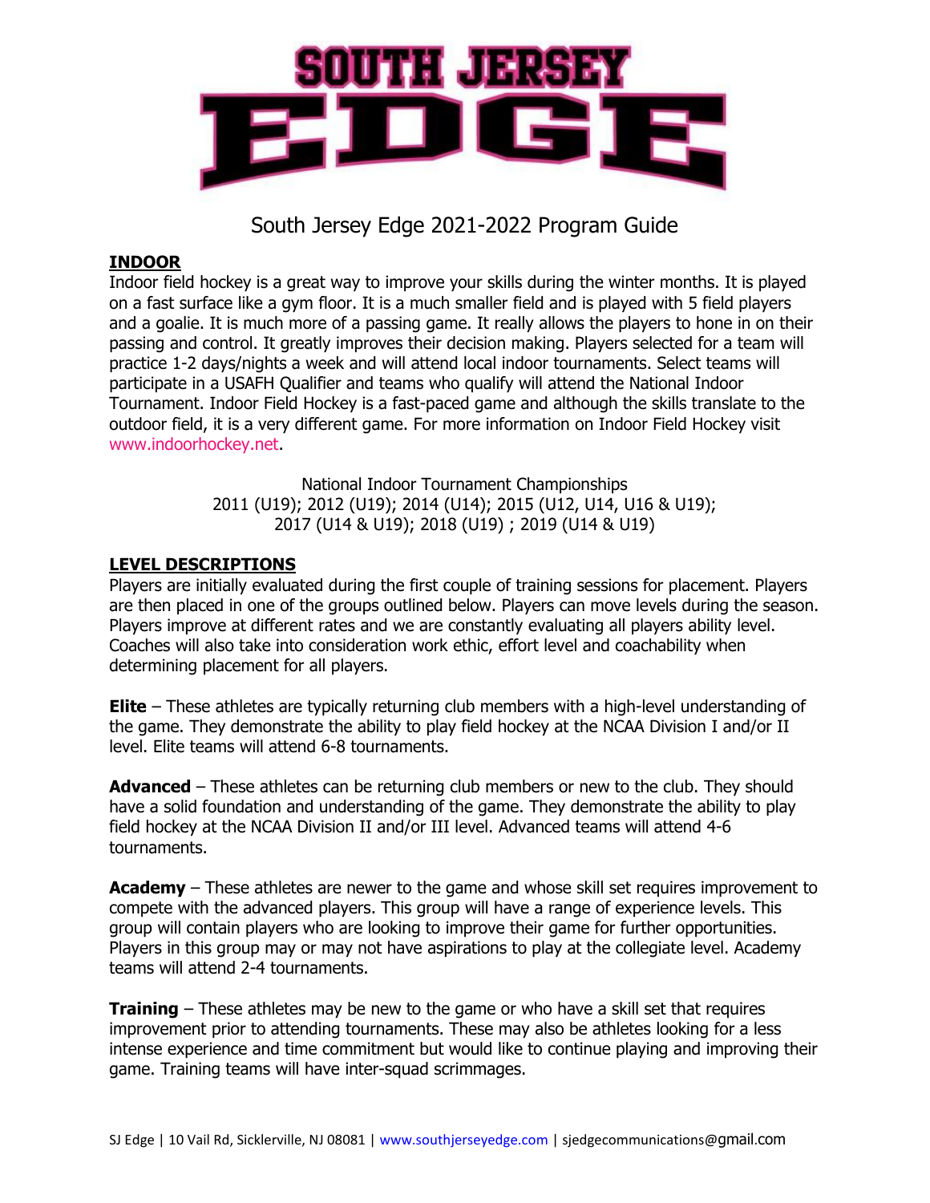# SOUTH JERSEY EDGE

## South Jersey Edge 2021-2022 Program Guide

**INDOOR**

Indoor field hockey is a great way to improve your skills during the winter months. It is played on a fast surface like a gym floor. It is a much smaller field and is played with 5 field players and a goalie. It is much more of a passing game. It really allows the players to hone in on their passing and control. It greatly improves their decision making. Players selected for a team will practice 1-2 days/nights a week and will attend local indoor tournaments. Select teams will participate in a USAFH Qualifier and teams who qualify will attend the National Indoor Tournament. Indoor Field Hockey is a fast-paced game and although the skills translate to the outdoor field, it is a very different game. For more information on Indoor Field Hockey visit www.indoorhockey.net.

National Indoor Tournament Championships
2011 (U19); 2012 (U19); 2014 (U14); 2015 (U12, U14, U16 & U19);
2017 (U14 & U19); 2018 (U19) ; 2019 (U14 & U19)

**LEVEL DESCRIPTIONS**

Players are initially evaluated during the first couple of training sessions for placement. Players are then placed in one of the groups outlined below. Players can move levels during the season. Players improve at different rates and we are constantly evaluating all players ability level. Coaches will also take into consideration work ethic, effort level and coachability when determining placement for all players.

**Elite** – These athletes are typically returning club members with a high-level understanding of the game. They demonstrate the ability to play field hockey at the NCAA Division I and/or II level. Elite teams will attend 6-8 tournaments.

**Advanced** – These athletes can be returning club members or new to the club. They should have a solid foundation and understanding of the game. They demonstrate the ability to play field hockey at the NCAA Division II and/or III level. Advanced teams will attend 4-6 tournaments.

**Academy** – These athletes are newer to the game and whose skill set requires improvement to compete with the advanced players. This group will have a range of experience levels. This group will contain players who are looking to improve their game for further opportunities. Players in this group may or may not have aspirations to play at the collegiate level. Academy teams will attend 2-4 tournaments.

**Training** – These athletes may be new to the game or who have a skill set that requires improvement prior to attending tournaments. These may also be athletes looking for a less intense experience and time commitment but would like to continue playing and improving their game. Training teams will have inter-squad scrimmages.

SJ Edge | 10 Vail Rd, Sicklerville, NJ 08081 | www.southjerseyedge.com | sjedgecommunications@gmail.com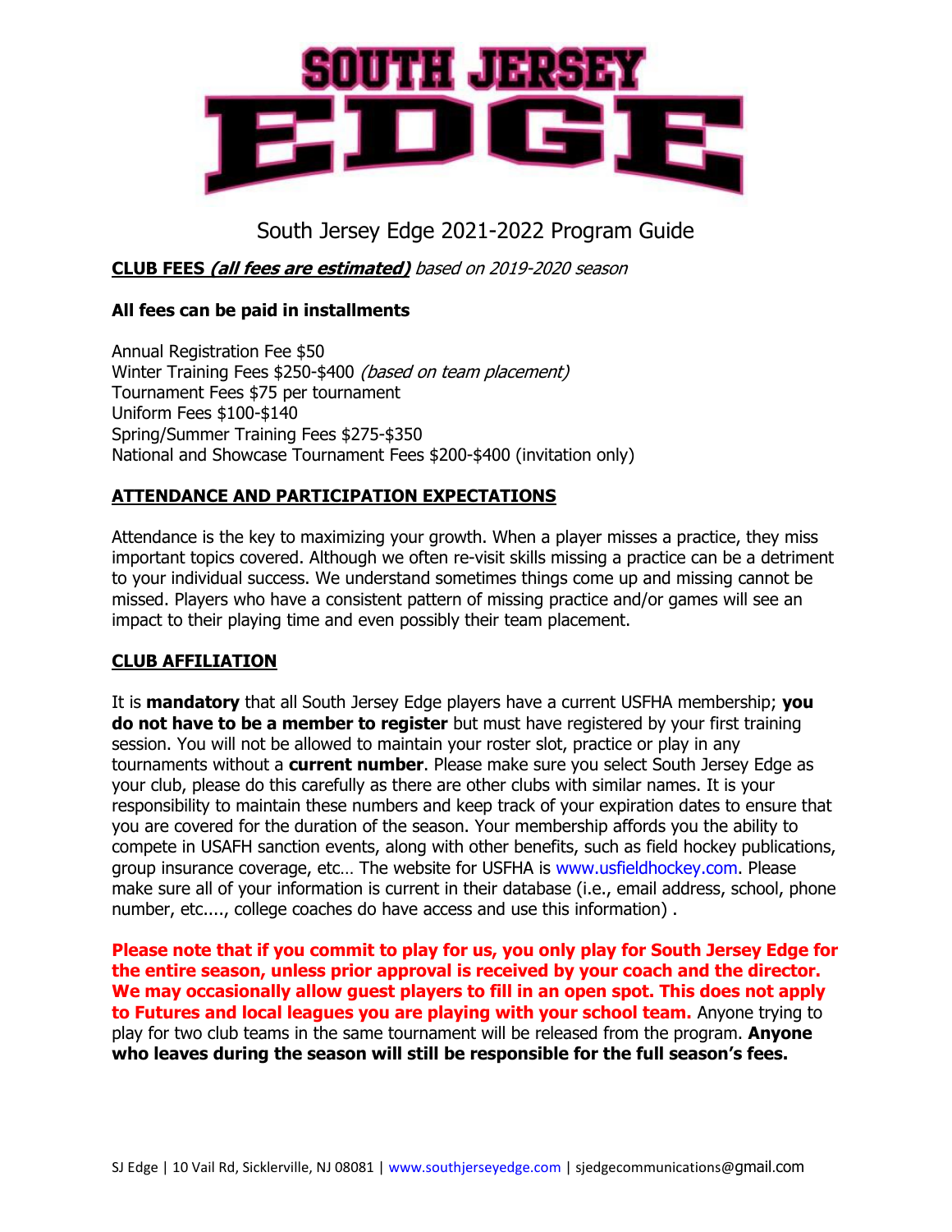# South Jersey Edge 2021-2022 Program Guide

**CLUB FEES *(all fees are estimated)*** *based on 2019-2020 season*

**All fees can be paid in installments**

Annual Registration Fee $50
Winter Training Fees $250-$400 *(based on team placement)*
Tournament Fees $75 per tournament
Uniform Fees $100-$140
Spring/Summer Training Fees $275-$350
National and Showcase Tournament Fees $200-$400 (invitation only)

## ATTENDANCE AND PARTICIPATION EXPECTATIONS

Attendance is the key to maximizing your growth. When a player misses a practice, they miss important topics covered. Although we often re-visit skills missing a practice can be a detriment to your individual success. We understand sometimes things come up and missing cannot be missed. Players who have a consistent pattern of missing practice and/or games will see an impact to their playing time and even possibly their team placement.

## CLUB AFFILIATION

It is **mandatory** that all South Jersey Edge players have a current USFHA membership; **you do not have to be a member to register** but must have registered by your first training session. You will not be allowed to maintain your roster slot, practice or play in any tournaments without a **current number**. Please make sure you select South Jersey Edge as your club, please do this carefully as there are other clubs with similar names. It is your responsibility to maintain these numbers and keep track of your expiration dates to ensure that you are covered for the duration of the season. Your membership affords you the ability to compete in USAFH sanction events, along with other benefits, such as field hockey publications, group insurance coverage, etc… The website for USFHA is www.usfieldhockey.com. Please make sure all of your information is current in their database (i.e., email address, school, phone number, etc...., college coaches do have access and use this information) .

**Please note that if you commit to play for us, you only play for South Jersey Edge for the entire season, unless prior approval is received by your coach and the director. We may occasionally allow guest players to fill in an open spot. This does not apply to Futures and local leagues you are playing with your school team.** Anyone trying to play for two club teams in the same tournament will be released from the program. **Anyone who leaves during the season will still be responsible for the full season's fees.**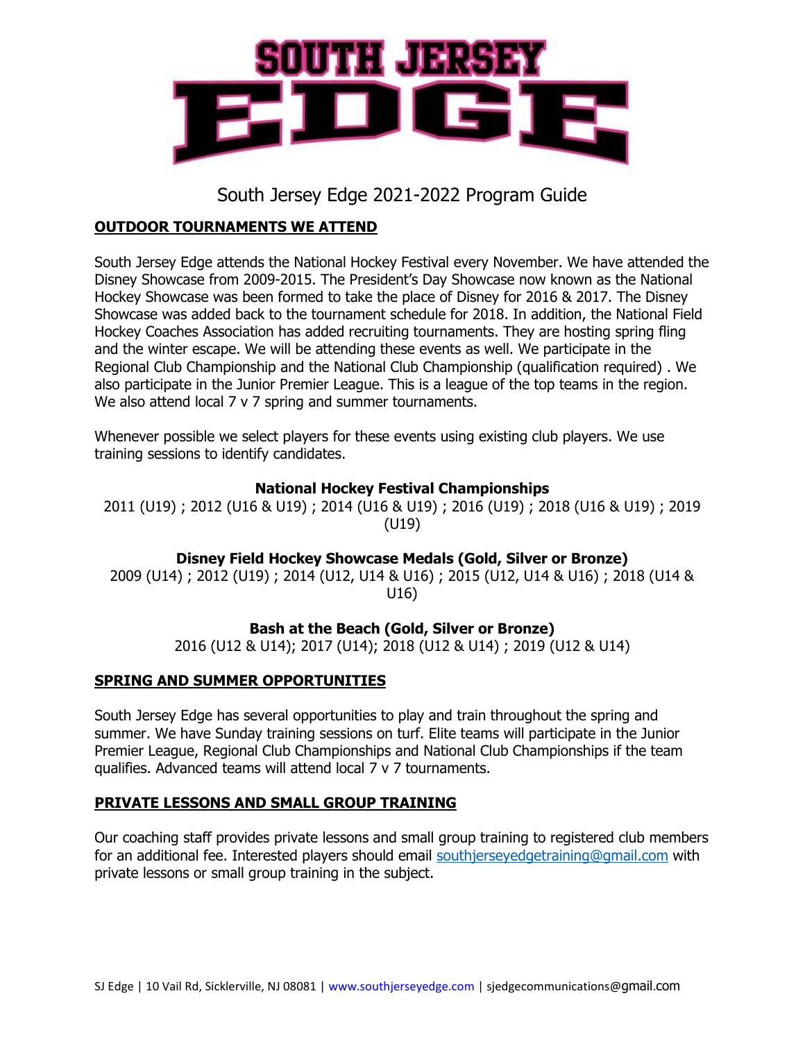# South Jersey Edge 2021-2022 Program Guide

## OUTDOOR TOURNAMENTS WE ATTEND

South Jersey Edge attends the National Hockey Festival every November. We have attended the Disney Showcase from 2009-2015. The President's Day Showcase now known as the National Hockey Showcase was been formed to take the place of Disney for 2016 & 2017. The Disney Showcase was added back to the tournament schedule for 2018. In addition, the National Field Hockey Coaches Association has added recruiting tournaments. They are hosting spring fling and the winter escape. We will be attending these events as well. We participate in the Regional Club Championship and the National Club Championship (qualification required) . We also participate in the Junior Premier League. This is a league of the top teams in the region. We also attend local 7 v 7 spring and summer tournaments.

Whenever possible we select players for these events using existing club players. We use training sessions to identify candidates.

**National Hockey Festival Championships**

2011 (U19) ; 2012 (U16 & U19) ; 2014 (U16 & U19) ; 2016 (U19) ; 2018 (U16 & U19) ; 2019 (U19)

**Disney Field Hockey Showcase Medals (Gold, Silver or Bronze)**

2009 (U14) ; 2012 (U19) ; 2014 (U12, U14 & U16) ; 2015 (U12, U14 & U16) ; 2018 (U14 & U16)

**Bash at the Beach (Gold, Silver or Bronze)**

2016 (U12 & U14); 2017 (U14); 2018 (U12 & U14) ; 2019 (U12 & U14)

## SPRING AND SUMMER OPPORTUNITIES

South Jersey Edge has several opportunities to play and train throughout the spring and summer. We have Sunday training sessions on turf. Elite teams will participate in the Junior Premier League, Regional Club Championships and National Club Championships if the team qualifies. Advanced teams will attend local 7 v 7 tournaments.

## PRIVATE LESSONS AND SMALL GROUP TRAINING

Our coaching staff provides private lessons and small group training to registered club members for an additional fee. Interested players should email southjerseyedgetraining@gmail.com with private lessons or small group training in the subject.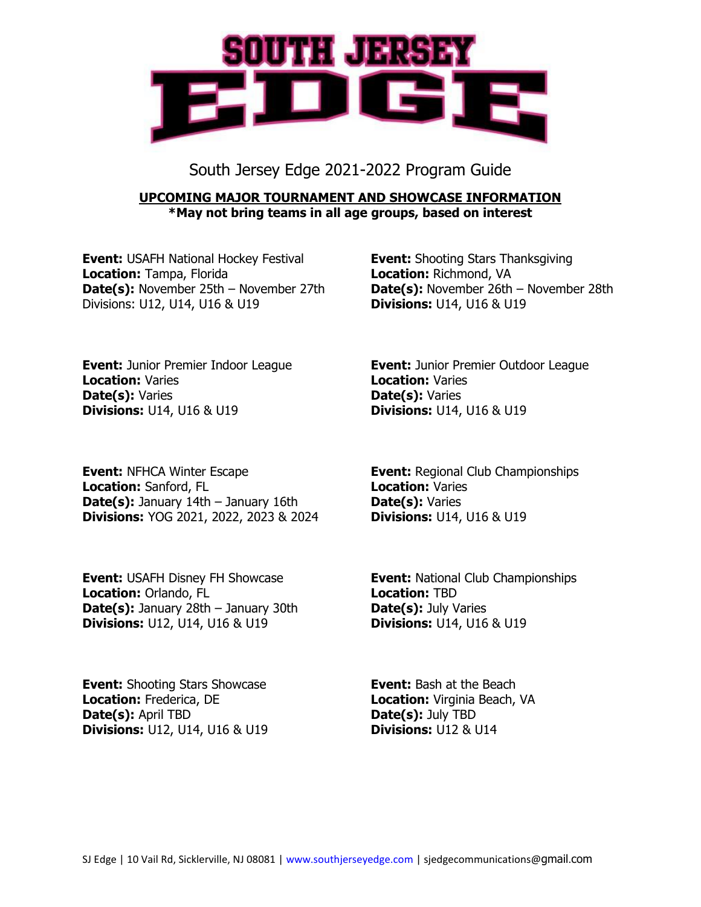# SOUTH JERSEY EDGE

South Jersey Edge 2021-2022 Program Guide

**UPCOMING MAJOR TOURNAMENT AND SHOWCASE INFORMATION**
***May not bring teams in all age groups, based on interest**

**Event:** USAFH National Hockey Festival
**Location:** Tampa, Florida
**Date(s):** November 25th – November 27th
Divisions: U12, U14, U16 & U19

**Event:** Shooting Stars Thanksgiving
**Location:** Richmond, VA
**Date(s):** November 26th – November 28th
**Divisions:** U14, U16 & U19

**Event:** Junior Premier Indoor League
**Location:** Varies
**Date(s):** Varies
**Divisions:** U14, U16 & U19

**Event:** Junior Premier Outdoor League
**Location:** Varies
**Date(s):** Varies
**Divisions:** U14, U16 & U19

**Event:** NFHCA Winter Escape
**Location:** Sanford, FL
**Date(s):** January 14th – January 16th
**Divisions:** YOG 2021, 2022, 2023 & 2024

**Event:** Regional Club Championships
**Location:** Varies
**Date(s):** Varies
**Divisions:** U14, U16 & U19

**Event:** USAFH Disney FH Showcase
**Location:** Orlando, FL
**Date(s):** January 28th – January 30th
**Divisions:** U12, U14, U16 & U19

**Event:** National Club Championships
**Location:** TBD
**Date(s):** July Varies
**Divisions:** U14, U16 & U19

**Event:** Shooting Stars Showcase
**Location:** Frederica, DE
**Date(s):** April TBD
**Divisions:** U12, U14, U16 & U19

**Event:** Bash at the Beach
**Location:** Virginia Beach, VA
**Date(s):** July TBD
**Divisions:** U12 & U14

SJ Edge | 10 Vail Rd, Sicklerville, NJ 08081 | www.southjerseyedge.com | sjedgecommunications@gmail.com